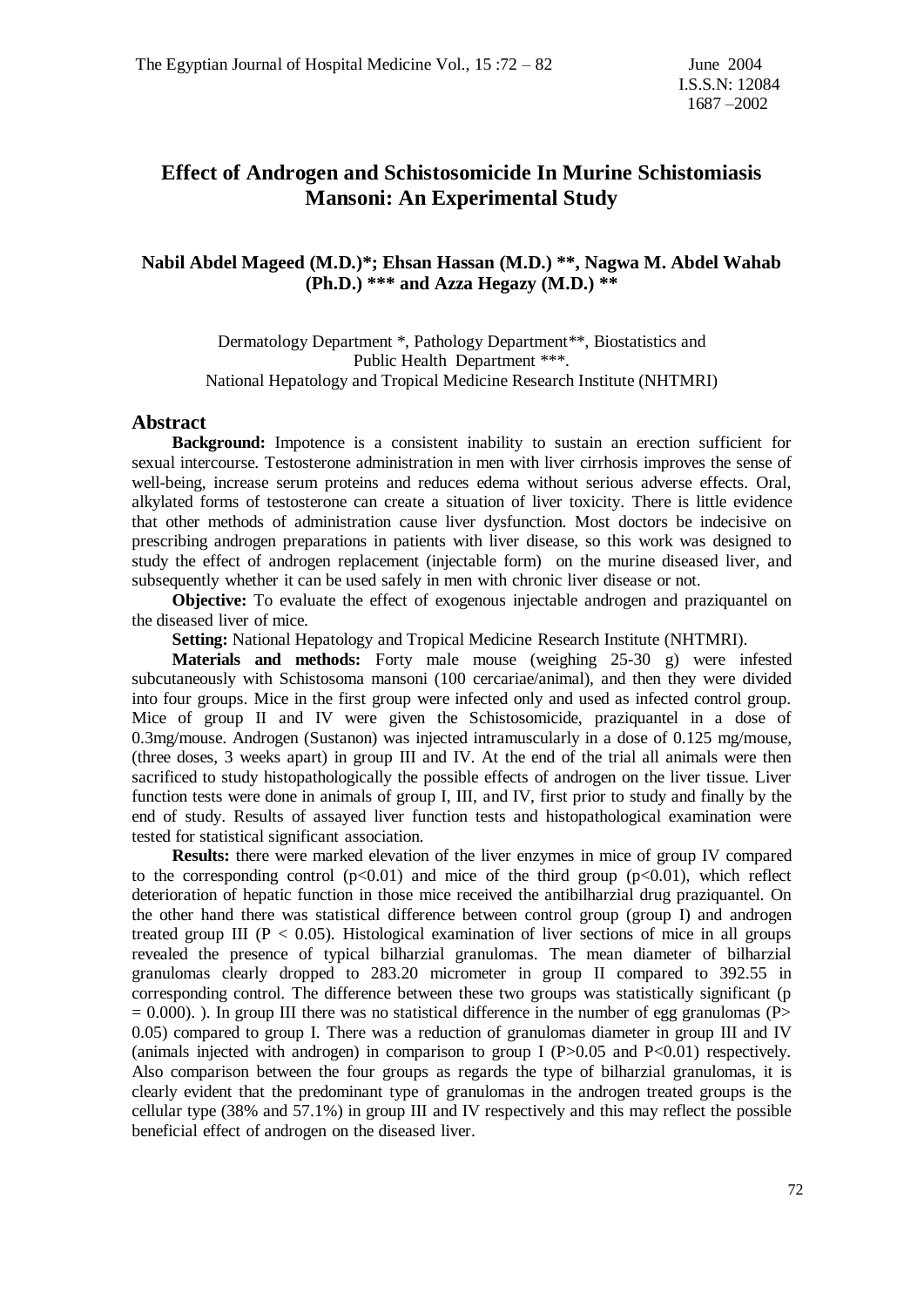# Effect of Androgen and Schistosomicide In Murine Schistomiasis Mansoni: An Experimental Study

**Nabil Abdel Mageed (M.D.)\*; Ehsan Hassan (M.D.) \*\*, Nagwa M. Abdel Wahab (Ph.D.) \*\*\* and Azza Hegazy (M.D.) \*\***

Dermatology Department \*, Pathology Department\*\*, Biostatistics and Public Health Department \*\*\*.
National Hepatology and Tropical Medicine Research Institute (NHTMRI)

## Abstract

**Background:** Impotence is a consistent inability to sustain an erection sufficient for sexual intercourse. Testosterone administration in men with liver cirrhosis improves the sense of well-being, increase serum proteins and reduces edema without serious adverse effects. Oral, alkylated forms of testosterone can create a situation of liver toxicity. There is little evidence that other methods of administration cause liver dysfunction. Most doctors be indecisive on prescribing androgen preparations in patients with liver disease, so this work was designed to study the effect of androgen replacement (injectable form) on the murine diseased liver, and subsequently whether it can be used safely in men with chronic liver disease or not.

**Objective:** To evaluate the effect of exogenous injectable androgen and praziquantel on the diseased liver of mice.

**Setting:** National Hepatology and Tropical Medicine Research Institute (NHTMRI).

**Materials and methods:** Forty male mouse (weighing 25-30 g) were infested subcutaneously with Schistosoma mansoni (100 cercariae/animal), and then they were divided into four groups. Mice in the first group were infected only and used as infected control group. Mice of group II and IV were given the Schistosomicide, praziquantel in a dose of 0.3mg/mouse. Androgen (Sustanon) was injected intramuscularly in a dose of 0.125 mg/mouse, (three doses, 3 weeks apart) in group III and IV. At the end of the trial all animals were then sacrificed to study histopathologically the possible effects of androgen on the liver tissue. Liver function tests were done in animals of group I, III, and IV, first prior to study and finally by the end of study. Results of assayed liver function tests and histopathological examination were tested for statistical significant association.

**Results:** there were marked elevation of the liver enzymes in mice of group IV compared to the corresponding control ($p<0.01$) and mice of the third group ($p<0.01$), which reflect deterioration of hepatic function in those mice received the antibilharzial drug praziquantel. On the other hand there was statistical difference between control group (group I) and androgen treated group III ($P < 0.05$). Histological examination of liver sections of mice in all groups revealed the presence of typical bilharzial granulomas. The mean diameter of bilharzial granulomas clearly dropped to 283.20 micrometer in group II compared to 392.55 in corresponding control. The difference between these two groups was statistically significant ($p = 0.000$). ). In group III there was no statistical difference in the number of egg granulomas ($P> 0.05$) compared to group I. There was a reduction of granulomas diameter in group III and IV (animals injected with androgen) in comparison to group I ($P>0.05$ and $P<0.01$) respectively. Also comparison between the four groups as regards the type of bilharzial granulomas, it is clearly evident that the predominant type of granulomas in the androgen treated groups is the cellular type (38% and 57.1%) in group III and IV respectively and this may reflect the possible beneficial effect of androgen on the diseased liver.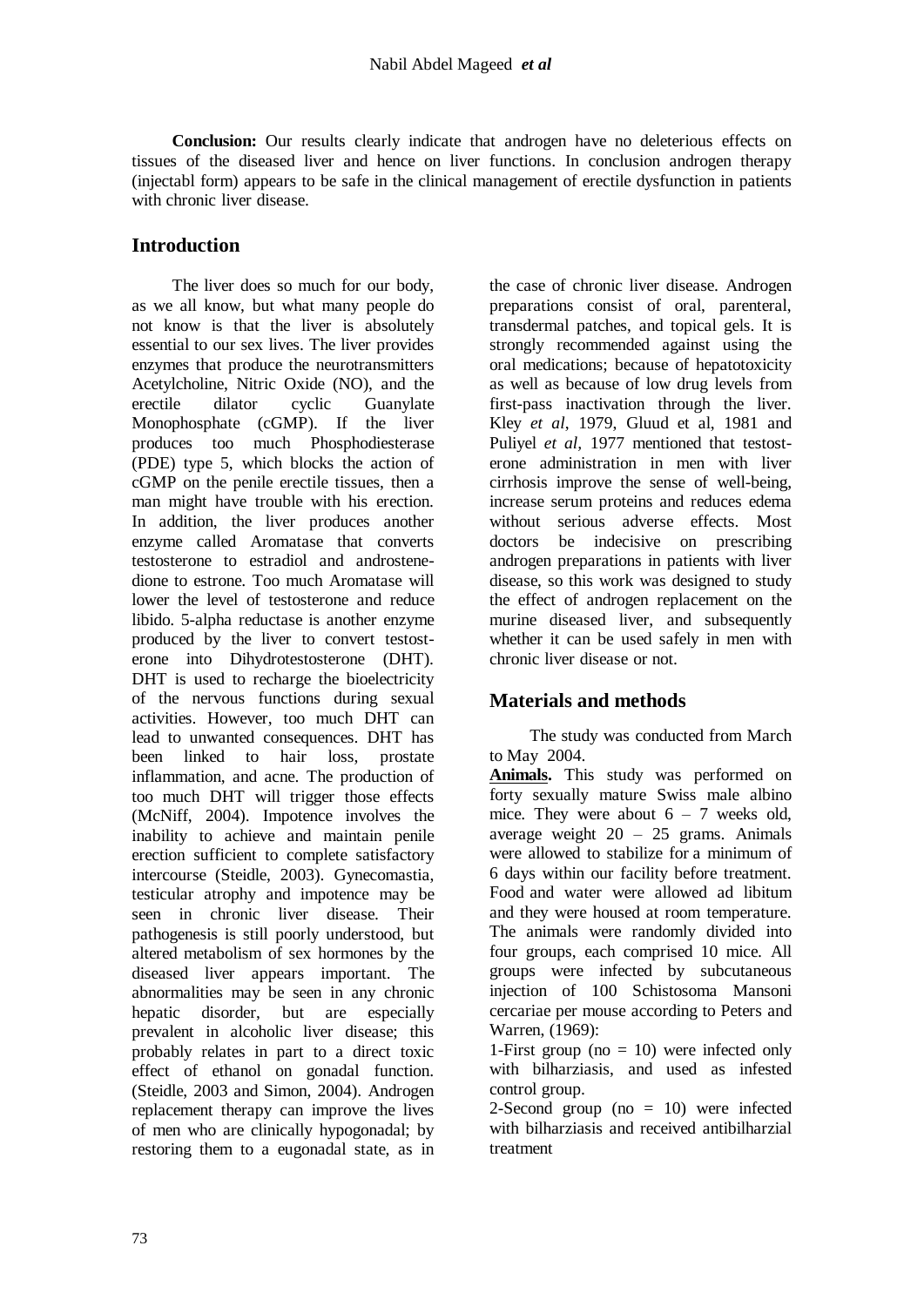**Conclusion:** Our results clearly indicate that androgen have no deleterious effects on tissues of the diseased liver and hence on liver functions. In conclusion androgen therapy (injectabl form) appears to be safe in the clinical management of erectile dysfunction in patients with chronic liver disease.

## Introduction

The liver does so much for our body, as we all know, but what many people do not know is that the liver is absolutely essential to our sex lives. The liver provides enzymes that produce the neurotransmitters Acetylcholine, Nitric Oxide (NO), and the erectile dilator cyclic Guanylate Monophosphate (cGMP). If the liver produces too much Phosphodiesterase (PDE) type 5, which blocks the action of cGMP on the penile erectile tissues, then a man might have trouble with his erection. In addition, the liver produces another enzyme called Aromatase that converts testosterone to estradiol and androstenedione to estrone. Too much Aromatase will lower the level of testosterone and reduce libido. 5-alpha reductase is another enzyme produced by the liver to convert testosterone into Dihydrotestosterone (DHT). DHT is used to recharge the bioelectricity of the nervous functions during sexual activities. However, too much DHT can lead to unwanted consequences. DHT has been linked to hair loss, prostate inflammation, and acne. The production of too much DHT will trigger those effects (McNiff, 2004). Impotence involves the inability to achieve and maintain penile erection sufficient to complete satisfactory intercourse (Steidle, 2003). Gynecomastia, testicular atrophy and impotence may be seen in chronic liver disease. Their pathogenesis is still poorly understood, but altered metabolism of sex hormones by the diseased liver appears important. The abnormalities may be seen in any chronic hepatic disorder, but are especially prevalent in alcoholic liver disease; this probably relates in part to a direct toxic effect of ethanol on gonadal function. (Steidle, 2003 and Simon, 2004). Androgen replacement therapy can improve the lives of men who are clinically hypogonadal; by restoring them to a eugonadal state, as in the case of chronic liver disease. Androgen preparations consist of oral, parenteral, transdermal patches, and topical gels. It is strongly recommended against using the oral medications; because of hepatotoxicity as well as because of low drug levels from first-pass inactivation through the liver. Kley *et al*, 1979, Gluud et al, 1981 and Puliyel *et al,* 1977 mentioned that testosterone administration in men with liver cirrhosis improve the sense of well-being, increase serum proteins and reduces edema without serious adverse effects. Most doctors be indecisive on prescribing androgen preparations in patients with liver disease, so this work was designed to study the effect of androgen replacement on the murine diseased liver, and subsequently whether it can be used safely in men with chronic liver disease or not.

## Materials and methods

The study was conducted from March to May 2004.

**Animals.** This study was performed on forty sexually mature Swiss male albino mice. They were about 6 – 7 weeks old, average weight 20 – 25 grams. Animals were allowed to stabilize for a minimum of 6 days within our facility before treatment. Food and water were allowed ad libitum and they were housed at room temperature. The animals were randomly divided into four groups, each comprised 10 mice. All groups were infected by subcutaneous injection of 100 Schistosoma Mansoni cercariae per mouse according to Peters and Warren, (1969):

1-First group (no = 10) were infected only with bilharziasis, and used as infested control group.

2-Second group (no = 10) were infected with bilharziasis and received antibilharzial treatment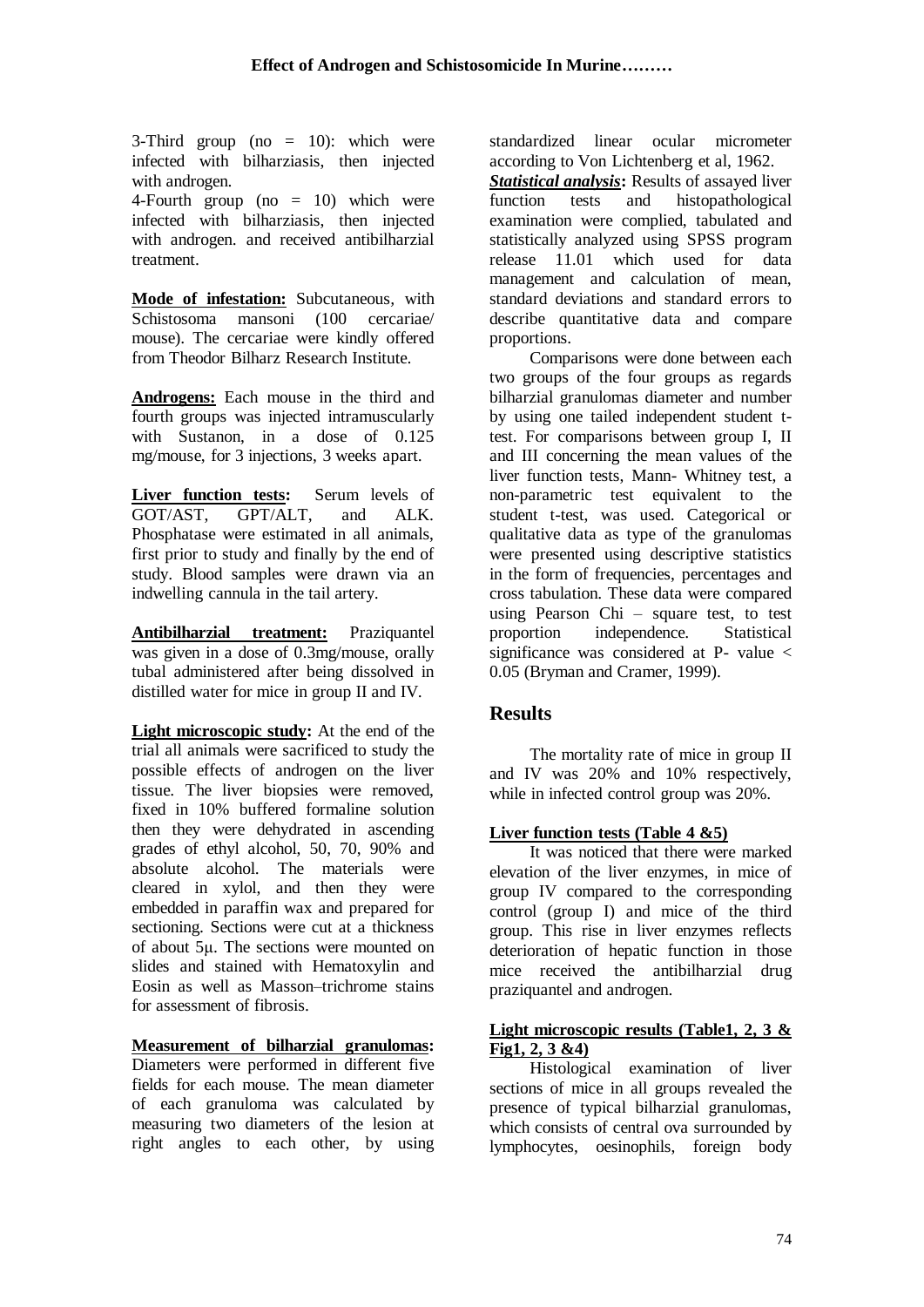3-Third group (no = 10): which were infected with bilharziasis, then injected with androgen.

4-Fourth group (no = 10) which were infected with bilharziasis, then injected with androgen. and received antibilharzial treatment.

**Mode of infestation:** Subcutaneous, with Schistosoma mansoni (100 cercariae/ mouse). The cercariae were kindly offered from Theodor Bilharz Research Institute.

**Androgens:** Each mouse in the third and fourth groups was injected intramuscularly with Sustanon, in a dose of 0.125 mg/mouse, for 3 injections, 3 weeks apart.

**Liver function tests:** Serum levels of GOT/AST, GPT/ALT, and ALK. Phosphatase were estimated in all animals, first prior to study and finally by the end of study. Blood samples were drawn via an indwelling cannula in the tail artery.

**Antibilharzial treatment:** Praziquantel was given in a dose of 0.3mg/mouse, orally tubal administered after being dissolved in distilled water for mice in group II and IV.

**Light microscopic study:** At the end of the trial all animals were sacrificed to study the possible effects of androgen on the liver tissue. The liver biopsies were removed, fixed in 10% buffered formaline solution then they were dehydrated in ascending grades of ethyl alcohol, 50, 70, 90% and absolute alcohol. The materials were cleared in xylol, and then they were embedded in paraffin wax and prepared for sectioning. Sections were cut at a thickness of about 5μ. The sections were mounted on slides and stained with Hematoxylin and Eosin as well as Masson–trichrome stains for assessment of fibrosis.

**Measurement of bilharzial granulomas:** Diameters were performed in different five fields for each mouse. The mean diameter of each granuloma was calculated by measuring two diameters of the lesion at right angles to each other, by using standardized linear ocular micrometer according to Von Lichtenberg et al, 1962.

***Statistical analysis*:** Results of assayed liver function tests and histopathological examination were complied, tabulated and statistically analyzed using SPSS program release 11.01 which used for data management and calculation of mean, standard deviations and standard errors to describe quantitative data and compare proportions.

Comparisons were done between each two groups of the four groups as regards bilharzial granulomas diameter and number by using one tailed independent student t-test. For comparisons between group I, II and III concerning the mean values of the liver function tests, Mann- Whitney test, a non-parametric test equivalent to the student t-test, was used. Categorical or qualitative data as type of the granulomas were presented using descriptive statistics in the form of frequencies, percentages and cross tabulation. These data were compared using Pearson Chi – square test, to test proportion independence. Statistical significance was considered at P- value < 0.05 (Bryman and Cramer, 1999).

## Results

The mortality rate of mice in group II and IV was 20% and 10% respectively, while in infected control group was 20%.

**Liver function tests (Table 4 &5)**

It was noticed that there were marked elevation of the liver enzymes, in mice of group IV compared to the corresponding control (group I) and mice of the third group. This rise in liver enzymes reflects deterioration of hepatic function in those mice received the antibilharzial drug praziquantel and androgen.

**Light microscopic results (Table1, 2, 3 & Fig1, 2, 3 &4)**

Histological examination of liver sections of mice in all groups revealed the presence of typical bilharzial granulomas, which consists of central ova surrounded by lymphocytes, oesinophils, foreign body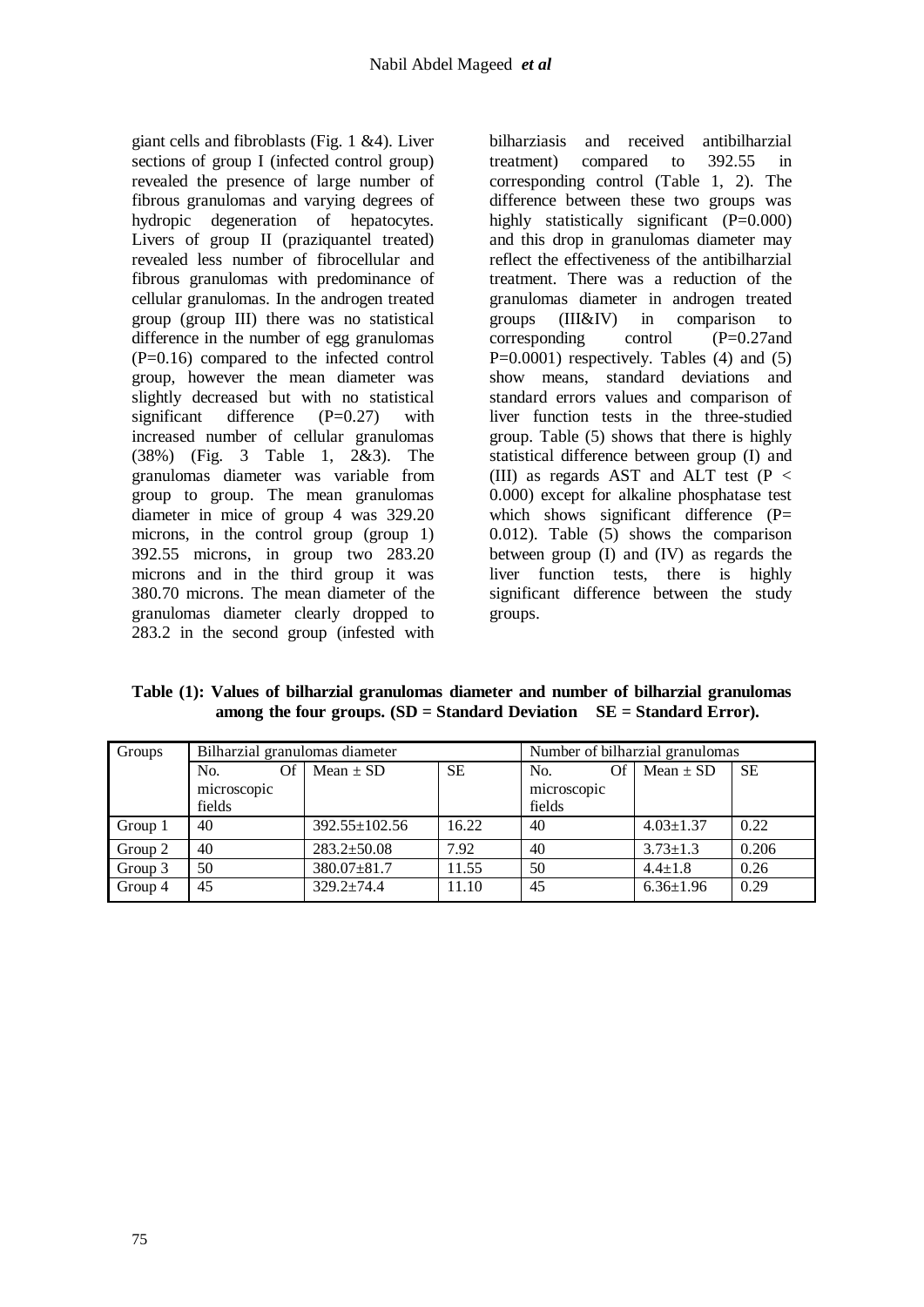giant cells and fibroblasts (Fig. 1 &4). Liver sections of group I (infected control group) revealed the presence of large number of fibrous granulomas and varying degrees of hydropic degeneration of hepatocytes. Livers of group II (praziquantel treated) revealed less number of fibrocellular and fibrous granulomas with predominance of cellular granulomas. In the androgen treated group (group III) there was no statistical difference in the number of egg granulomas (P=0.16) compared to the infected control group, however the mean diameter was slightly decreased but with no statistical significant difference (P=0.27) with increased number of cellular granulomas (38%) (Fig. 3 Table 1, 2&3). The granulomas diameter was variable from group to group. The mean granulomas diameter in mice of group 4 was 329.20 microns, in the control group (group 1) 392.55 microns, in group two 283.20 microns and in the third group it was 380.70 microns. The mean diameter of the granulomas diameter clearly dropped to 283.2 in the second group (infested with bilharziasis and received antibilharzial treatment) compared to 392.55 in corresponding control (Table 1, 2). The difference between these two groups was highly statistically significant (P=0.000) and this drop in granulomas diameter may reflect the effectiveness of the antibilharzial treatment. There was a reduction of the granulomas diameter in androgen treated groups (III&IV) in comparison to corresponding control (P=0.27and P=0.0001) respectively. Tables (4) and (5) show means, standard deviations and standard errors values and comparison of liver function tests in the three-studied group. Table (5) shows that there is highly statistical difference between group (I) and (III) as regards AST and ALT test (P < 0.000) except for alkaline phosphatase test which shows significant difference (P= 0.012). Table (5) shows the comparison between group (I) and (IV) as regards the liver function tests, there is highly significant difference between the study groups.

**Table (1): Values of bilharzial granulomas diameter and number of bilharzial granulomas among the four groups. (SD = Standard Deviation SE = Standard Error).**

| Groups | Bilharzial granulomas diameter | | | Number of bilharzial granulomas | | |
|---|---|---|---|---|---|---|
| | No. Of microscopic fields | Mean ± SD | SE | No. Of microscopic fields | Mean ± SD | SE |
| Group 1 | 40 | 392.55±102.56 | 16.22 | 40 | 4.03±1.37 | 0.22 |
| Group 2 | 40 | 283.2±50.08 | 7.92 | 40 | 3.73±1.3 | 0.206 |
| Group 3 | 50 | 380.07±81.7 | 11.55 | 50 | 4.4±1.8 | 0.26 |
| Group 4 | 45 | 329.2±74.4 | 11.10 | 45 | 6.36±1.96 | 0.29 |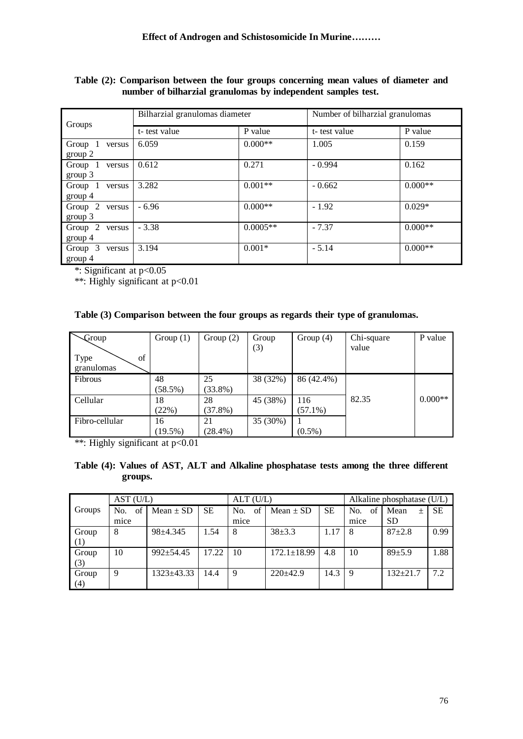**Table (2): Comparison between the four groups concerning mean values of diameter and number of bilharzial granulomas by independent samples test.**

| Groups | Bilharzial granulomas diameter | | Number of bilharzial granulomas | |
|---|---|---|---|---|
| | t- test value | P value | t- test value | P value |
| Group 1 versus group 2 | 6.059 | 0.000** | 1.005 | 0.159 |
| Group 1 versus group 3 | 0.612 | 0.271 | - 0.994 | 0.162 |
| Group 1 versus group 4 | 3.282 | 0.001** | - 0.662 | 0.000** |
| Group 2 versus group 3 | - 6.96 | 0.000** | - 1.92 | 0.029* |
| Group 2 versus group 4 | - 3.38 | 0.0005** | - 7.37 | 0.000** |
| Group 3 versus group 4 | 3.194 | 0.001* | - 5.14 | 0.000** |

*: Significant at $p<0.05$

**: Highly significant at $p<0.01$

**Table (3) Comparison between the four groups as regards their type of granulomas.**

| Type of granulomas / Group | Group (1) | Group (2) | Group (3) | Group (4) | Chi-square value | P value |
|---|---|---|---|---|---|---|
| Fibrous | 48 (58.5%) | 25 (33.8%) | 38 (32%) | 86 (42.4%) | 82.35 | 0.000** |
| Cellular | 18 (22%) | 28 (37.8%) | 45 (38%) | 116 (57.1%) | | |
| Fibro-cellular | 16 (19.5%) | 21 (28.4%) | 35 (30%) | 1 (0.5%) | | |

**: Highly significant at $p<0.01$

**Table (4): Values of AST, ALT and Alkaline phosphatase tests among the three different groups.**

| Groups | AST (U/L) | | | ALT (U/L) | | | Alkaline phosphatase (U/L) | | |
|---|---|---|---|---|---|---|---|---|---|
| | No. of mice | Mean ± SD | SE | No. of mice | Mean ± SD | SE | No. of mice | Mean ± SD | SE |
| Group (1) | 8 | 98±4.345 | 1.54 | 8 | 38±3.3 | 1.17 | 8 | 87±2.8 | 0.99 |
| Group (3) | 10 | 992±54.45 | 17.22 | 10 | 172.1±18.99 | 4.8 | 10 | 89±5.9 | 1.88 |
| Group (4) | 9 | 1323±43.33 | 14.4 | 9 | 220±42.9 | 14.3 | 9 | 132±21.7 | 7.2 |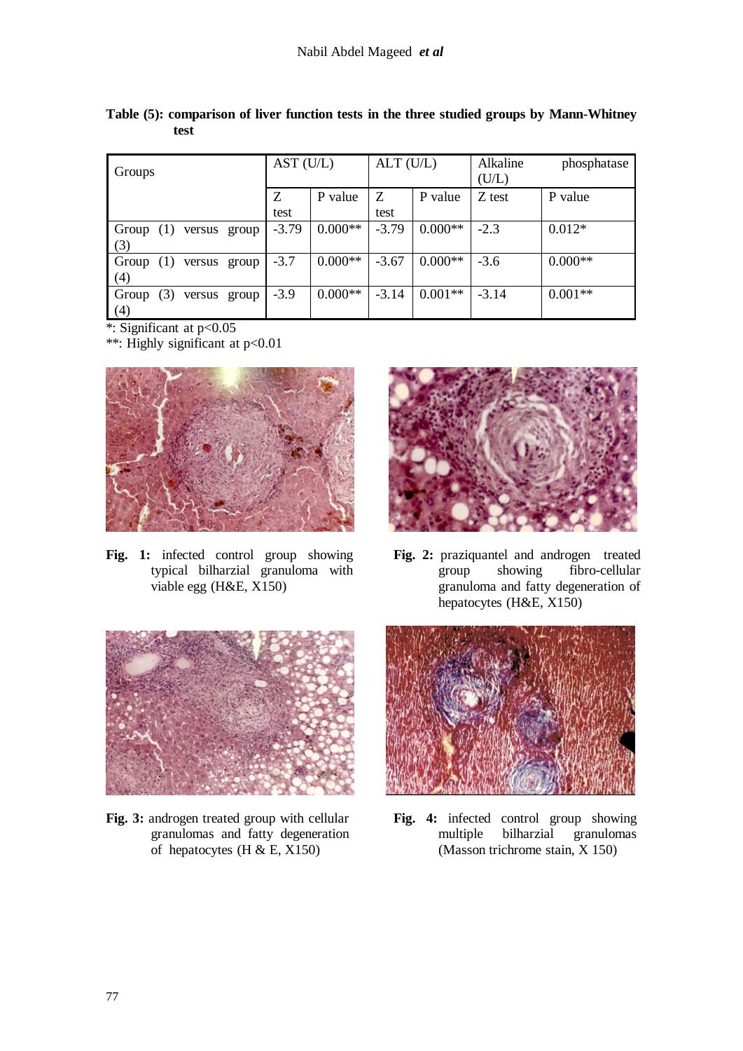**Table (5): comparison of liver function tests in the three studied groups by Mann-Whitney test**

| Groups | AST (U/L) | | ALT (U/L) | | Alkaline phosphatase (U/L) | |
|---|---|---|---|---|---|---|
| | Z test | P value | Z test | P value | Z test | P value |
| Group (1) versus group (3) | -3.79 | 0.000** | -3.79 | 0.000** | -2.3 | 0.012* |
| Group (1) versus group (4) | -3.7 | 0.000** | -3.67 | 0.000** | -3.6 | 0.000** |
| Group (3) versus group (4) | -3.9 | 0.000** | -3.14 | 0.001** | -3.14 | 0.001** |

*: Significant at $p<0.05$

**: Highly significant at $p<0.01$

**Fig. 1:** infected control group showing typical bilharzial granuloma with viable egg (H&E, X150)

**Fig. 2:** praziquantel and androgen treated group showing fibro-cellular granuloma and fatty degeneration of hepatocytes (H&E, X150)

**Fig. 3:** androgen treated group with cellular granulomas and fatty degeneration of hepatocytes (H & E, X150)

**Fig. 4:** infected control group showing multiple bilharzial granulomas (Masson trichrome stain, X 150)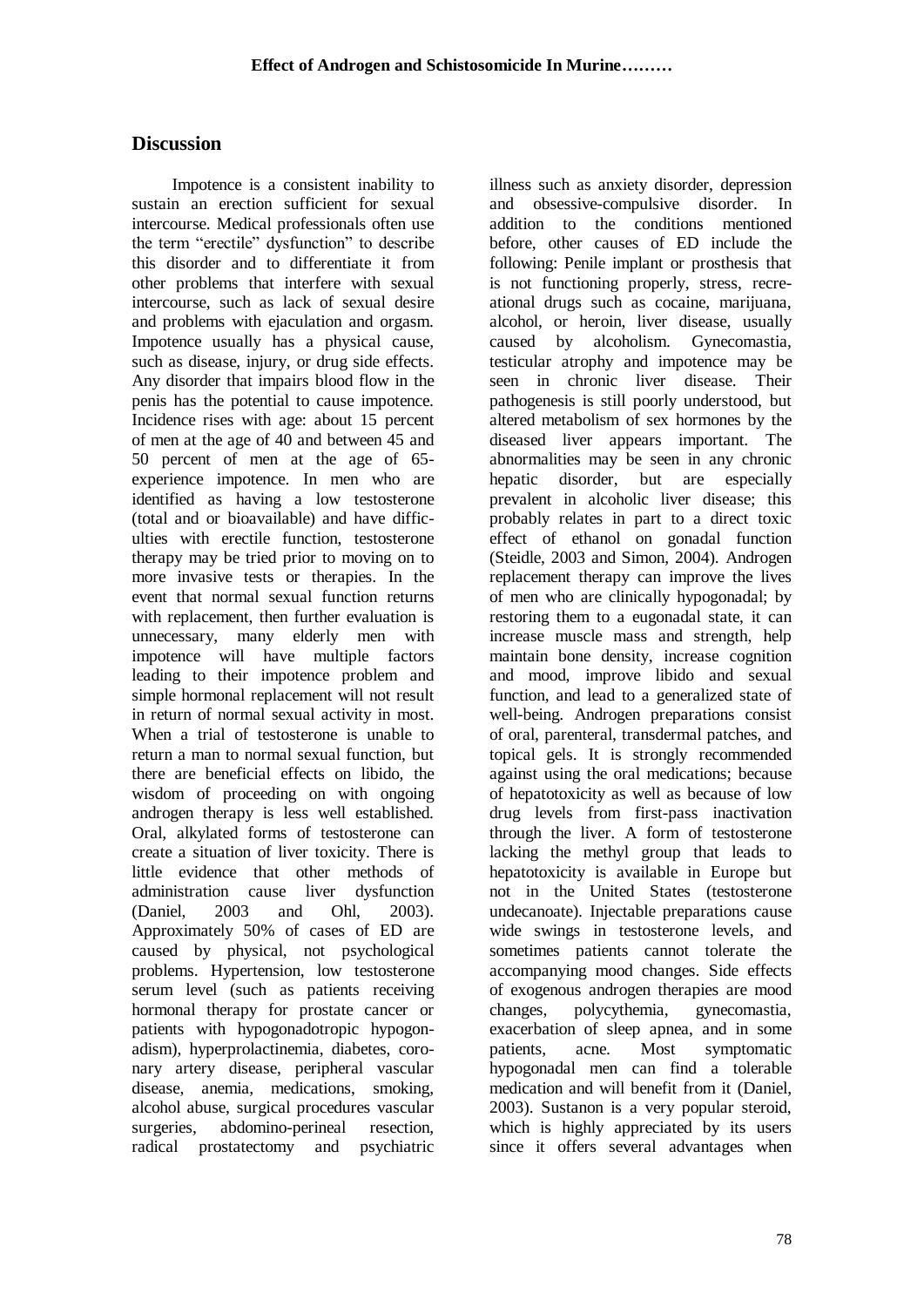## Discussion

Impotence is a consistent inability to sustain an erection sufficient for sexual intercourse. Medical professionals often use the term "erectile" dysfunction" to describe this disorder and to differentiate it from other problems that interfere with sexual intercourse, such as lack of sexual desire and problems with ejaculation and orgasm. Impotence usually has a physical cause, such as disease, injury, or drug side effects. Any disorder that impairs blood flow in the penis has the potential to cause impotence. Incidence rises with age: about 15 percent of men at the age of 40 and between 45 and 50 percent of men at the age of 65- experience impotence. In men who are identified as having a low testosterone (total and or bioavailable) and have difficulties with erectile function, testosterone therapy may be tried prior to moving on to more invasive tests or therapies. In the event that normal sexual function returns with replacement, then further evaluation is unnecessary, many elderly men with impotence will have multiple factors leading to their impotence problem and simple hormonal replacement will not result in return of normal sexual activity in most. When a trial of testosterone is unable to return a man to normal sexual function, but there are beneficial effects on libido, the wisdom of proceeding on with ongoing androgen therapy is less well established. Oral, alkylated forms of testosterone can create a situation of liver toxicity. There is little evidence that other methods of administration cause liver dysfunction (Daniel, 2003 and Ohl, 2003). Approximately 50% of cases of ED are caused by physical, not psychological problems. Hypertension, low testosterone serum level (such as patients receiving hormonal therapy for prostate cancer or patients with hypogonadotropic hypogonadism), hyperprolactinemia, diabetes, coronary artery disease, peripheral vascular disease, anemia, medications, smoking, alcohol abuse, surgical procedures vascular surgeries, abdomino-perineal resection, radical prostatectomy and psychiatric illness such as anxiety disorder, depression and obsessive-compulsive disorder. In addition to the conditions mentioned before, other causes of ED include the following: Penile implant or prosthesis that is not functioning properly, stress, recreational drugs such as cocaine, marijuana, alcohol, or heroin, liver disease, usually caused by alcoholism. Gynecomastia, testicular atrophy and impotence may be seen in chronic liver disease. Their pathogenesis is still poorly understood, but altered metabolism of sex hormones by the diseased liver appears important. The abnormalities may be seen in any chronic hepatic disorder, but are especially prevalent in alcoholic liver disease; this probably relates in part to a direct toxic effect of ethanol on gonadal function (Steidle, 2003 and Simon, 2004). Androgen replacement therapy can improve the lives of men who are clinically hypogonadal; by restoring them to a eugonadal state, it can increase muscle mass and strength, help maintain bone density, increase cognition and mood, improve libido and sexual function, and lead to a generalized state of well-being. Androgen preparations consist of oral, parenteral, transdermal patches, and topical gels. It is strongly recommended against using the oral medications; because of hepatotoxicity as well as because of low drug levels from first-pass inactivation through the liver. A form of testosterone lacking the methyl group that leads to hepatotoxicity is available in Europe but not in the United States (testosterone undecanoate). Injectable preparations cause wide swings in testosterone levels, and sometimes patients cannot tolerate the accompanying mood changes. Side effects of exogenous androgen therapies are mood changes, polycythemia, gynecomastia, exacerbation of sleep apnea, and in some patients, acne. Most symptomatic hypogonadal men can find a tolerable medication and will benefit from it (Daniel, 2003). Sustanon is a very popular steroid, which is highly appreciated by its users since it offers several advantages when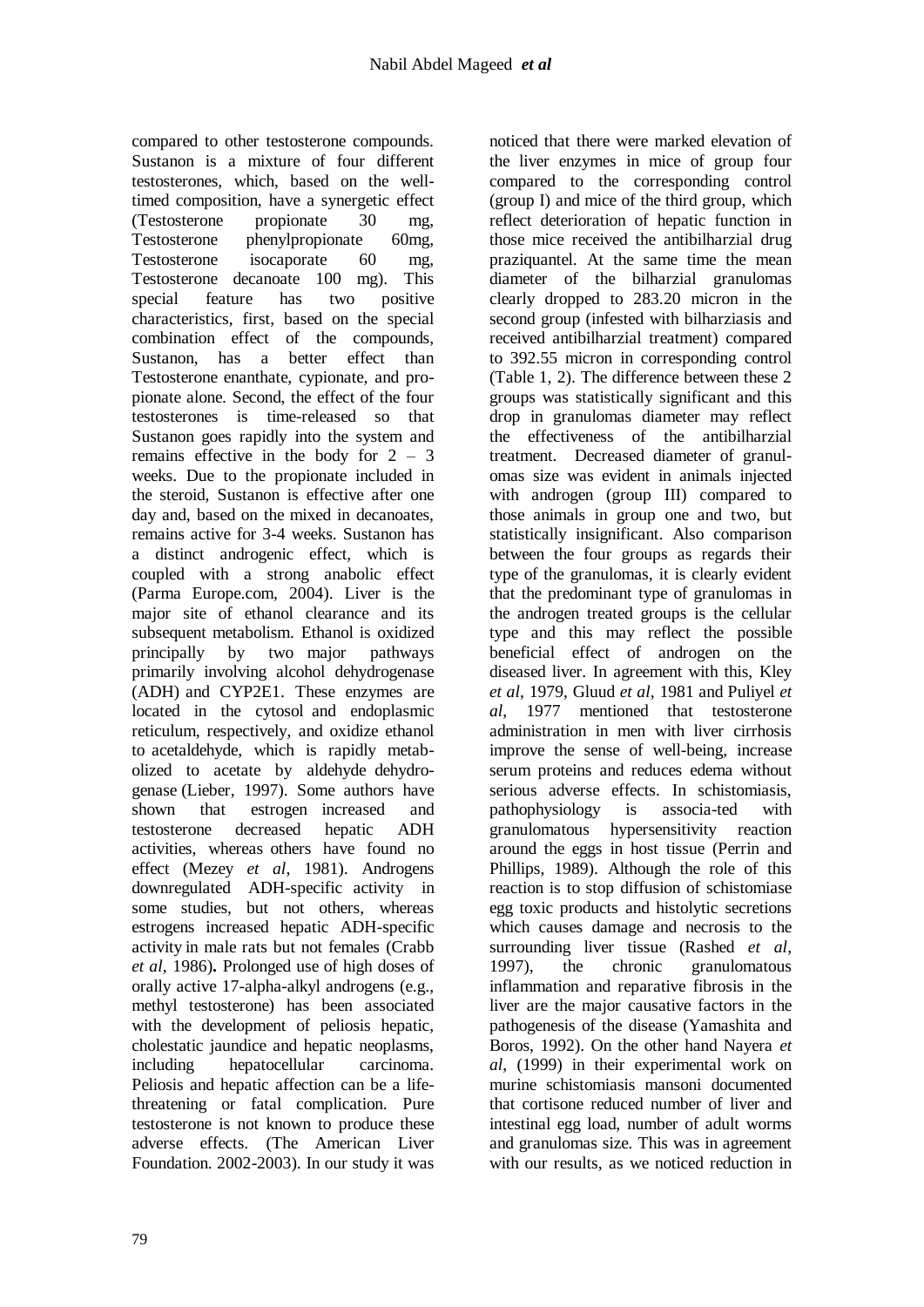compared to other testosterone compounds. Sustanon is a mixture of four different testosterones, which, based on the well-timed composition, have a synergetic effect (Testosterone propionate 30 mg, Testosterone phenylpropionate 60mg, Testosterone isocaporate 60 mg, Testosterone decanoate 100 mg). This special feature has two positive characteristics, first, based on the special combination effect of the compounds, Sustanon, has a better effect than Testosterone enanthate, cypionate, and propionate alone. Second, the effect of the four testosterones is time-released so that Sustanon goes rapidly into the system and remains effective in the body for 2 – 3 weeks. Due to the propionate included in the steroid, Sustanon is effective after one day and, based on the mixed in decanoates, remains active for 3-4 weeks. Sustanon has a distinct androgenic effect, which is coupled with a strong anabolic effect (Parma Europe.com, 2004). Liver is the major site of ethanol clearance and its subsequent metabolism. Ethanol is oxidized principally by two major pathways primarily involving alcohol dehydrogenase (ADH) and CYP2E1. These enzymes are located in the cytosol and endoplasmic reticulum, respectively, and oxidize ethanol to acetaldehyde, which is rapidly metabolized to acetate by aldehyde dehydrogenase (Lieber, 1997). Some authors have shown that estrogen increased and testosterone decreased hepatic ADH activities, whereas others have found no effect (Mezey *et al*, 1981). Androgens downregulated ADH-specific activity in some studies, but not others, whereas estrogens increased hepatic ADH-specific activity in male rats but not females (Crabb *et al*, 1986). Prolonged use of high doses of orally active 17-alpha-alkyl androgens (e.g., methyl testosterone) has been associated with the development of peliosis hepatic, cholestatic jaundice and hepatic neoplasms, including hepatocellular carcinoma. Peliosis and hepatic affection can be a life-threatening or fatal complication. Pure testosterone is not known to produce these adverse effects. (The American Liver Foundation. 2002-2003). In our study it was noticed that there were marked elevation of the liver enzymes in mice of group four compared to the corresponding control (group I) and mice of the third group, which reflect deterioration of hepatic function in those mice received the antibilharzial drug praziquantel. At the same time the mean diameter of the bilharzial granulomas clearly dropped to 283.20 micron in the second group (infested with bilharziasis and received antibilharzial treatment) compared to 392.55 micron in corresponding control (Table 1, 2). The difference between these 2 groups was statistically significant and this drop in granulomas diameter may reflect the effectiveness of the antibilharzial treatment. Decreased diameter of granulomas size was evident in animals injected with androgen (group III) compared to those animals in group one and two, but statistically insignificant. Also comparison between the four groups as regards their type of the granulomas, it is clearly evident that the predominant type of granulomas in the androgen treated groups is the cellular type and this may reflect the possible beneficial effect of androgen on the diseased liver. In agreement with this, Kley *et al*, 1979, Gluud *et al*, 1981 and Puliyel *et al*, 1977 mentioned that testosterone administration in men with liver cirrhosis improve the sense of well-being, increase serum proteins and reduces edema without serious adverse effects. In schistomiasis, pathophysiology is associa-ted with granulomatous hypersensitivity reaction around the eggs in host tissue (Perrin and Phillips, 1989). Although the role of this reaction is to stop diffusion of schistomiase egg toxic products and histolytic secretions which causes damage and necrosis to the surrounding liver tissue (Rashed *et al*, 1997), the chronic granulomatous inflammation and reparative fibrosis in the liver are the major causative factors in the pathogenesis of the disease (Yamashita and Boros, 1992). On the other hand Nayera *et al*, (1999) in their experimental work on murine schistomiasis mansoni documented that cortisone reduced number of liver and intestinal egg load, number of adult worms and granulomas size. This was in agreement with our results, as we noticed reduction in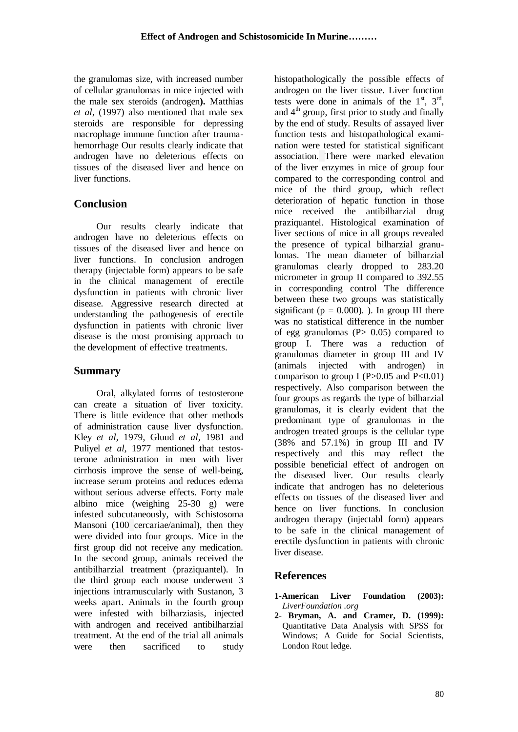the granulomas size, with increased number of cellular granulomas in mice injected with the male sex steroids (androgen**).** Matthias *et al*, (1997) also mentioned that male sex steroids are responsible for depressing macrophage immune function after trauma-hemorrhage Our results clearly indicate that androgen have no deleterious effects on tissues of the diseased liver and hence on liver functions.

## Conclusion

Our results clearly indicate that androgen have no deleterious effects on tissues of the diseased liver and hence on liver functions. In conclusion androgen therapy (injectable form) appears to be safe in the clinical management of erectile dysfunction in patients with chronic liver disease. Aggressive research directed at understanding the pathogenesis of erectile dysfunction in patients with chronic liver disease is the most promising approach to the development of effective treatments.

## Summary

Oral, alkylated forms of testosterone can create a situation of liver toxicity. There is little evidence that other methods of administration cause liver dysfunction. Kley *et al,* 1979, Gluud *et al,* 1981 and Puliyel *et al,* 1977 mentioned that testosterone administration in men with liver cirrhosis improve the sense of well-being, increase serum proteins and reduces edema without serious adverse effects. Forty male albino mice (weighing 25-30 g) were infested subcutaneously, with Schistosoma Mansoni (100 cercariae/animal), then they were divided into four groups. Mice in the first group did not receive any medication. In the second group, animals received the antibilharzial treatment (praziquantel). In the third group each mouse underwent 3 injections intramuscularly with Sustanon, 3 weeks apart. Animals in the fourth group were infested with bilharziasis, injected with androgen and received antibilharzial treatment. At the end of the trial all animals were then sacrificed to study histopathologically the possible effects of androgen on the liver tissue. Liver function tests were done in animals of the 1[st], 3[rd], and 4[th] group, first prior to study and finally by the end of study. Results of assayed liver function tests and histopathological examination were tested for statistical significant association. There were marked elevation of the liver enzymes in mice of group four compared to the corresponding control and mice of the third group, which reflect deterioration of hepatic function in those mice received the antibilharzial drug praziquantel. Histological examination of liver sections of mice in all groups revealed the presence of typical bilharzial granulomas. The mean diameter of bilharzial granulomas clearly dropped to 283.20 micrometer in group II compared to 392.55 in corresponding control The difference between these two groups was statistically significant ($p = 0.000$). ). In group III there was no statistical difference in the number of egg granulomas ($P > 0.05$) compared to group I. There was a reduction of granulomas diameter in group III and IV (animals injected with androgen) in comparison to group I ($P>0.05$ and $P<0.01$) respectively. Also comparison between the four groups as regards the type of bilharzial granulomas, it is clearly evident that the predominant type of granulomas in the androgen treated groups is the cellular type (38% and 57.1%) in group III and IV respectively and this may reflect the possible beneficial effect of androgen on the diseased liver. Our results clearly indicate that androgen has no deleterious effects on tissues of the diseased liver and hence on liver functions. In conclusion androgen therapy (injectabl form) appears to be safe in the clinical management of erectile dysfunction in patients with chronic liver disease.

## References

**1-American Liver Foundation (2003):** *LiverFoundation .org*

**2- Bryman, A. and Cramer, D. (1999):** Quantitative Data Analysis with SPSS for Windows; A Guide for Social Scientists, London Rout ledge.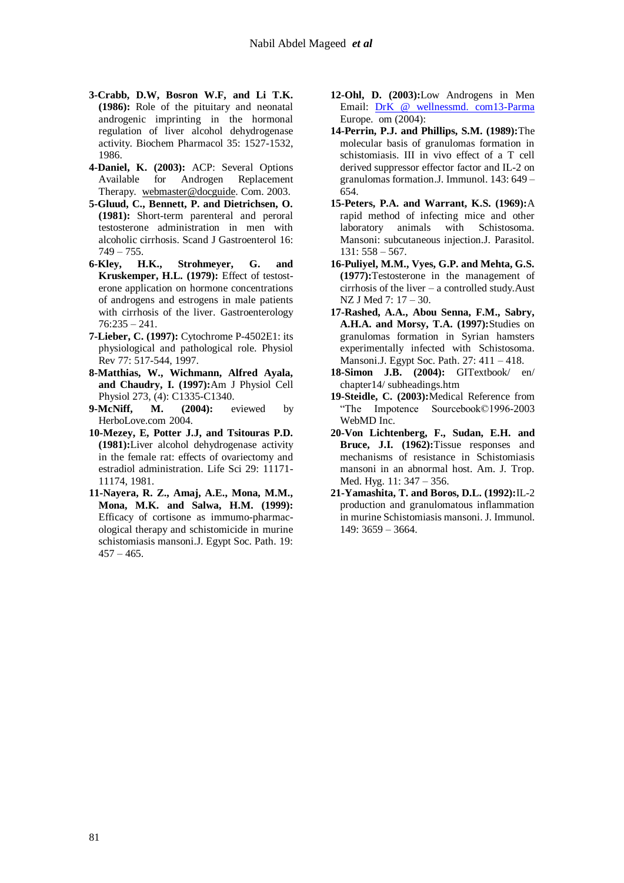**3-Crabb, D.W, Bosron W.F, and Li T.K. (1986):** Role of the pituitary and neonatal androgenic imprinting in the hormonal regulation of liver alcohol dehydrogenase activity. Biochem Pharmacol 35: 1527-1532, 1986.

**4-Daniel, K. (2003):** ACP: Several Options Available for Androgen Replacement Therapy. webmaster@docguide. Com. 2003.

**5-Gluud, C., Bennett, P. and Dietrichsen, O. (1981):** Short-term parenteral and peroral testosterone administration in men with alcoholic cirrhosis. Scand J Gastroenterol 16: 749 – 755.

**6-Kley, H.K., Strohmeyer, G. and Kruskemper, H.L. (1979):** Effect of testosterone application on hormone concentrations of androgens and estrogens in male patients with cirrhosis of the liver. Gastroenterology 76:235 – 241.

**7-Lieber, C. (1997):** Cytochrome P-4502E1: its physiological and pathological role. Physiol Rev 77: 517-544, 1997.

**8-Matthias, W., Wichmann, Alfred Ayala, and Chaudry, I. (1997):** Am J Physiol Cell Physiol 273, (4): C1335-C1340.

**9-McNiff, M. (2004):** eviewed by HerboLove.com 2004.

**10-Mezey, E, Potter J.J, and Tsitouras P.D. (1981):** Liver alcohol dehydrogenase activity in the female rat: effects of ovariectomy and estradiol administration. Life Sci 29: 11171-11174, 1981.

**11-Nayera, R. Z., Amaj, A.E., Mona, M.M., Mona, M.K. and Salwa, H.M. (1999):** Efficacy of cortisone as immumo-pharmacological therapy and schistomicide in murine schistomiasis mansoni.J. Egypt Soc. Path. 19: 457 – 465.

**12-Ohl, D. (2003):** Low Androgens in Men Email: DrK @ wellnessmd. com13-Parma Europe. om (2004):

**14-Perrin, P.J. and Phillips, S.M. (1989):** The molecular basis of granulomas formation in schistomiasis. III in vivo effect of a T cell derived suppressor effector factor and IL-2 on granulomas formation.J. Immunol. 143: 649 – 654.

**15-Peters, P.A. and Warrant, K.S. (1969):** A rapid method of infecting mice and other laboratory animals with Schistosoma. Mansoni: subcutaneous injection.J. Parasitol. 131: 558 – 567.

**16-Puliyel, M.M., Vyes, G.P. and Mehta, G.S. (1977):** Testosterone in the management of cirrhosis of the liver – a controlled study.Aust NZ J Med 7: 17 – 30.

**17-Rashed, A.A., Abou Senna, F.M., Sabry, A.H.A. and Morsy, T.A. (1997):** Studies on granulomas formation in Syrian hamsters experimentally infected with Schistosoma. Mansoni.J. Egypt Soc. Path. 27: 411 – 418.

**18-Simon J.B. (2004):** GITextbook/ en/ chapter14/ subheadings.htm

**19-Steidle, C. (2003):** Medical Reference from "The Impotence Sourcebook©1996-2003 WebMD Inc.

**20-Von Lichtenberg, F., Sudan, E.H. and Bruce, J.I. (1962):** Tissue responses and mechanisms of resistance in Schistomiasis mansoni in an abnormal host. Am. J. Trop. Med. Hyg. 11: 347 – 356.

**21-Yamashita, T. and Boros, D.L. (1992):** IL-2 production and granulomatous inflammation in murine Schistomiasis mansoni. J. Immunol. 149: 3659 – 3664.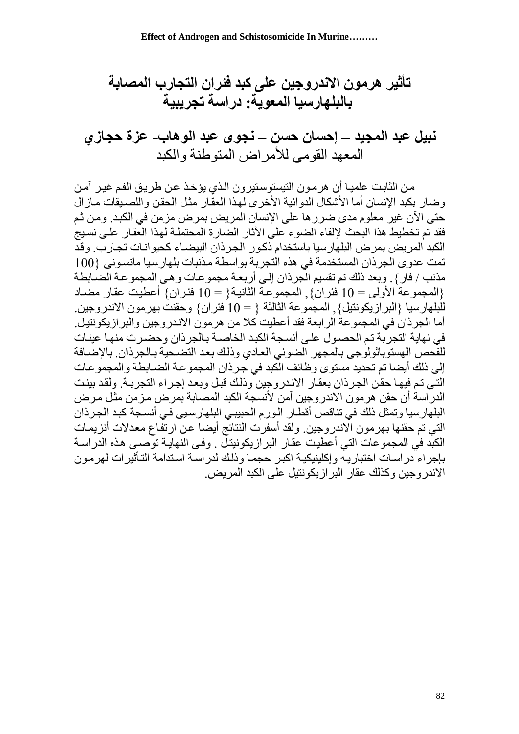# تأثير هرمون الاندروجين على كبد فئران التجارب المصابة بالبلهارسيا المعوية: دراسة تجريبية

**نبيل عبد المجيد – إحسان حسن – نجوى عبد الوهاب- عزة حجازي**

المعهد القومى للأمراض المتوطنة والكبد

من الثابت علميا أن هرمون التيستوستيرون الذي يؤخذ عن طريق الفم غير آمن وضار بكبد الإنسان أما الأشكال الدوائية الأخرى لهذا العقار مثل الحقن واللصيقات مازال حتى الآن غير معلوم مدى ضررها على الإنسان المريض بمرض مزمن في الكبد. ومن ثم فقد تم تخطيط هذا البحث لإلقاء الضوء على الآثار الضارة المحتملة لهذا العقار على نسيج الكبد المريض بمرض البلهارسيا باستخدام ذكور الجرذان البيضاء كحيوانات تجارب. وقد تمت عدوى الجرذان المستخدمة في هذه التجربة بواسطة مذنبات بلهارسيا مانسونى {100 مذنب / فار}. وبعد ذلك تم تقسيم الجرذان إلى أربعة مجموعات وهى المجموعة الضابطة {المجموعة الأولى = 10 فئران}, المجموعة الثانية{ = 10 فئران} أعطيت عقار مضاد للبلهارسيا {البرازيكونتيل}, المجموعة الثالثة { = 10 فئران} وحقنت بهرمون الاندروجين. أما الجرذان في المجموعة الرابعة فقد أعطيت كلا من هرمون الاندروجين والبرازيكونتيل. في نهاية التجربة تم الحصول على أنسجة الكبد الخاصة بالجرذان وحضرت منها عينات للفحص الهستوباثولوجى بالمجهر الضوئي العادي وذلك بعد التضحية بالجرذان. بالإضافة إلى ذلك أيضا تم تحديد مستوى وظائف الكبد في جرذان المجموعة الضابطة والمجموعات التي تم فيها حقن الجرذان بعقار الاندروجين وذلك قبل وبعد إجراء التجربة. ولقد بينت الدراسة أن حقن هرمون الاندروجين آمن لأنسجة الكبد المصابة بمرض مزمن مثل مرض البلهارسيا وتمثل ذلك في تناقص أقطار الورم الحبيبي البلهارسيى في أنسجة كبد الجرذان التي تم حقنها بهرمون الاندروجين. ولقد أسفرت النتائج أيضا عن ارتفاع معدلات أنزيمات الكبد في المجموعات التي أعطيت عقار البرازيكونيتل . وفى النهاية توصى هذه الدراسة بإجراء دراسات اختباريه وإكلينيكية اكبر حجما وذلك لدراسة استدامة التأثيرات لهرمون الاندروجين وكذلك عقار البرازيكونتيل على الكبد المريض.